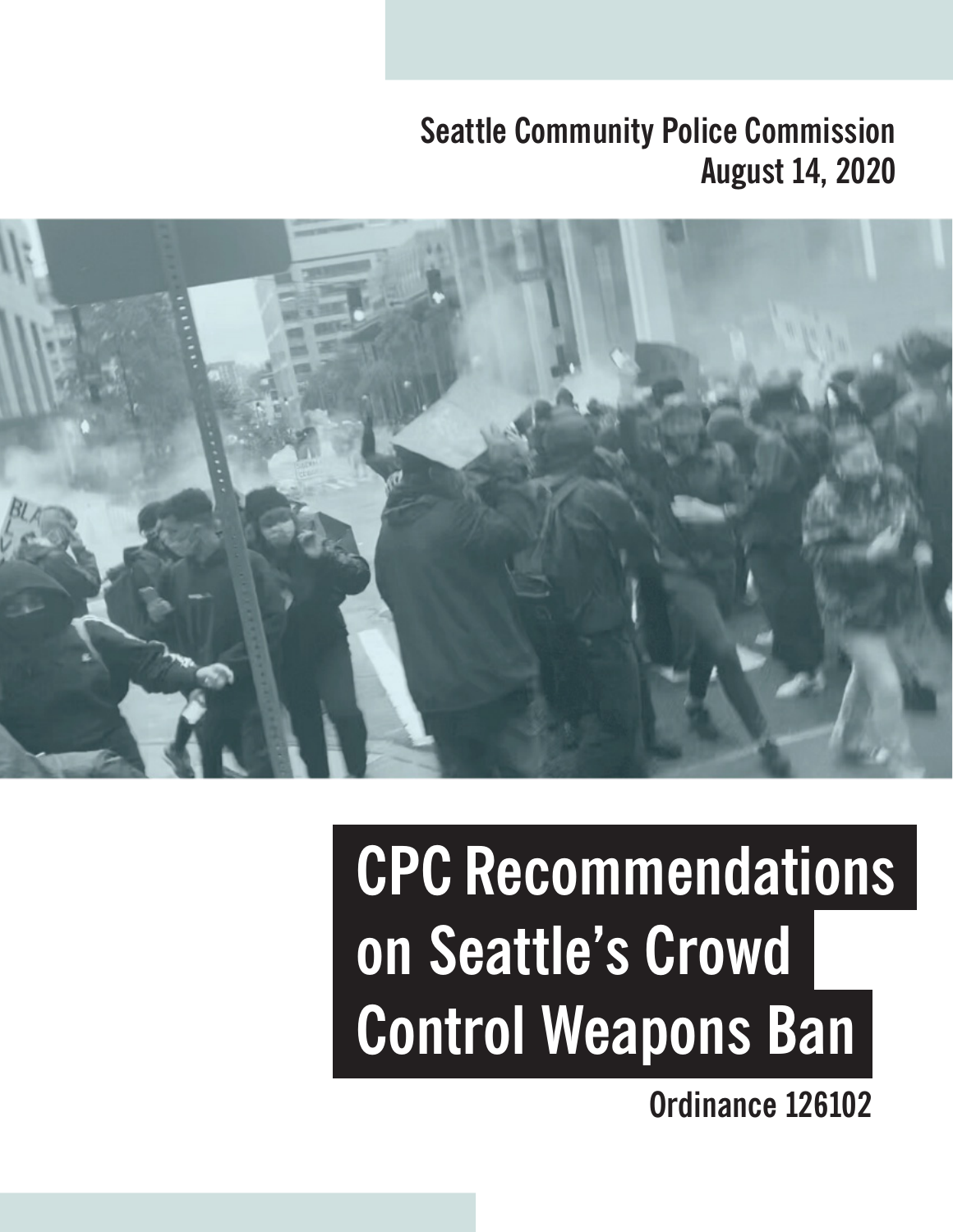Seattle Community Police Commission
August 14, 2020

# CPC Recommendations on Seattle's Crowd Control Weapons Ban

Ordinance 126102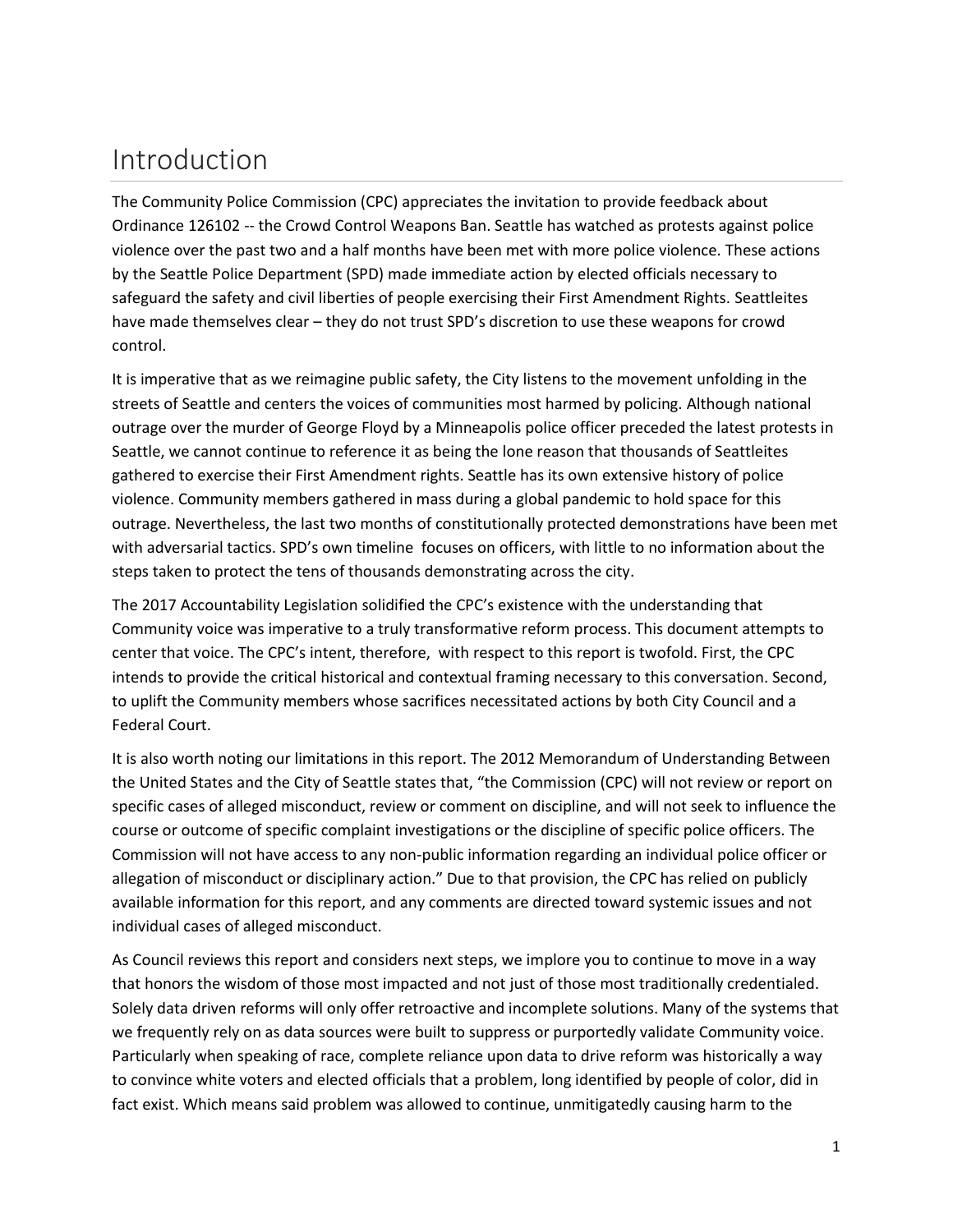# Introduction

The Community Police Commission (CPC) appreciates the invitation to provide feedback about Ordinance 126102 -- the Crowd Control Weapons Ban. Seattle has watched as protests against police violence over the past two and a half months have been met with more police violence. These actions by the Seattle Police Department (SPD) made immediate action by elected officials necessary to safeguard the safety and civil liberties of people exercising their First Amendment Rights. Seattleites have made themselves clear – they do not trust SPD's discretion to use these weapons for crowd control.

It is imperative that as we reimagine public safety, the City listens to the movement unfolding in the streets of Seattle and centers the voices of communities most harmed by policing. Although national outrage over the murder of George Floyd by a Minneapolis police officer preceded the latest protests in Seattle, we cannot continue to reference it as being the lone reason that thousands of Seattleites gathered to exercise their First Amendment rights. Seattle has its own extensive history of police violence. Community members gathered in mass during a global pandemic to hold space for this outrage. Nevertheless, the last two months of constitutionally protected demonstrations have been met with adversarial tactics. SPD's own timeline focuses on officers, with little to no information about the steps taken to protect the tens of thousands demonstrating across the city.

The 2017 Accountability Legislation solidified the CPC's existence with the understanding that Community voice was imperative to a truly transformative reform process. This document attempts to center that voice. The CPC's intent, therefore, with respect to this report is twofold. First, the CPC intends to provide the critical historical and contextual framing necessary to this conversation. Second, to uplift the Community members whose sacrifices necessitated actions by both City Council and a Federal Court.

It is also worth noting our limitations in this report. The 2012 Memorandum of Understanding Between the United States and the City of Seattle states that, "the Commission (CPC) will not review or report on specific cases of alleged misconduct, review or comment on discipline, and will not seek to influence the course or outcome of specific complaint investigations or the discipline of specific police officers. The Commission will not have access to any non-public information regarding an individual police officer or allegation of misconduct or disciplinary action." Due to that provision, the CPC has relied on publicly available information for this report, and any comments are directed toward systemic issues and not individual cases of alleged misconduct.

As Council reviews this report and considers next steps, we implore you to continue to move in a way that honors the wisdom of those most impacted and not just of those most traditionally credentialed. Solely data driven reforms will only offer retroactive and incomplete solutions. Many of the systems that we frequently rely on as data sources were built to suppress or purportedly validate Community voice. Particularly when speaking of race, complete reliance upon data to drive reform was historically a way to convince white voters and elected officials that a problem, long identified by people of color, did in fact exist. Which means said problem was allowed to continue, unmitigatedly causing harm to the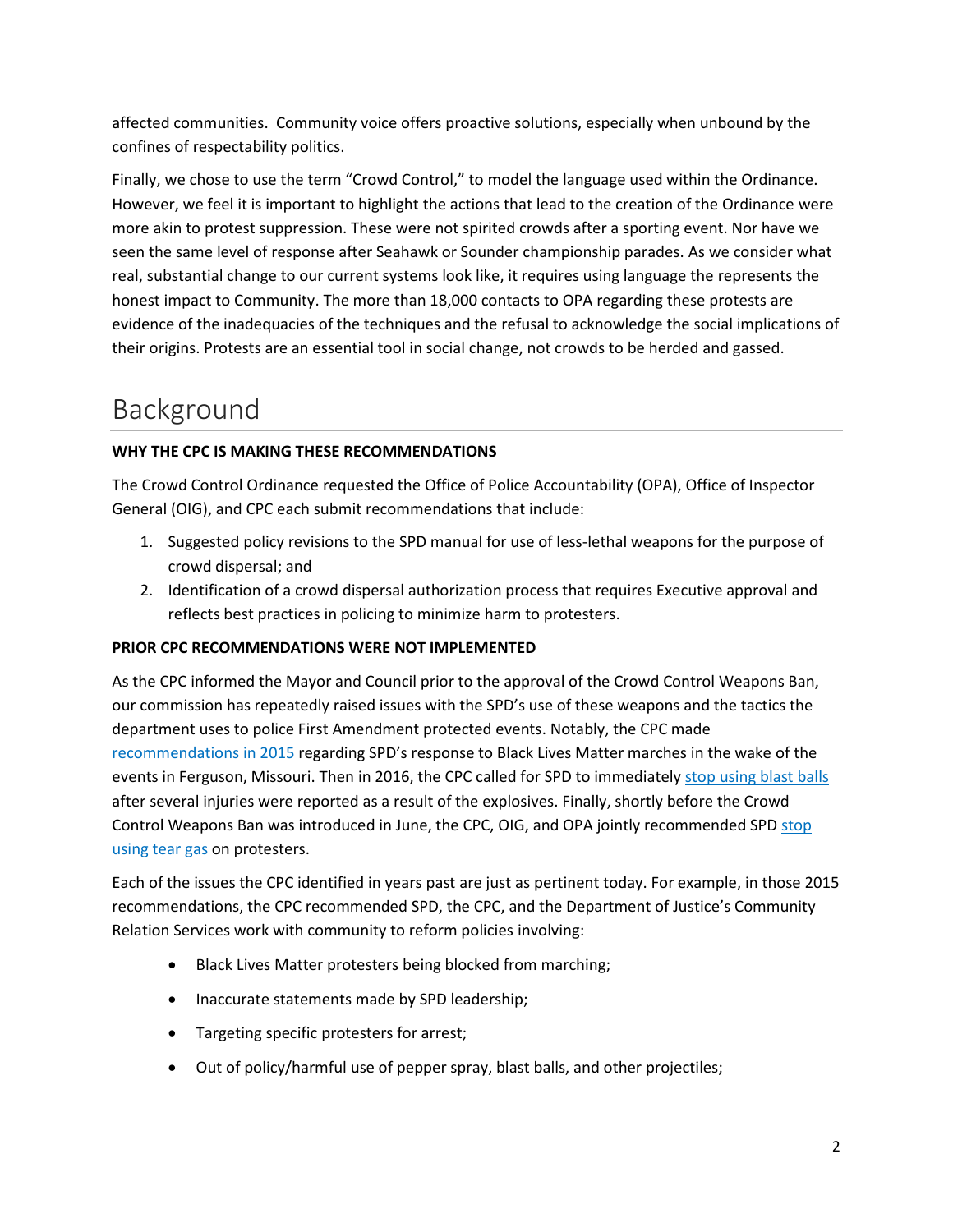affected communities.  Community voice offers proactive solutions, especially when unbound by the confines of respectability politics.

Finally, we chose to use the term "Crowd Control," to model the language used within the Ordinance. However, we feel it is important to highlight the actions that lead to the creation of the Ordinance were more akin to protest suppression. These were not spirited crowds after a sporting event. Nor have we seen the same level of response after Seahawk or Sounder championship parades. As we consider what real, substantial change to our current systems look like, it requires using language the represents the honest impact to Community. The more than 18,000 contacts to OPA regarding these protests are evidence of the inadequacies of the techniques and the refusal to acknowledge the social implications of their origins. Protests are an essential tool in social change, not crowds to be herded and gassed.

# Background

**WHY THE CPC IS MAKING THESE RECOMMENDATIONS**

The Crowd Control Ordinance requested the Office of Police Accountability (OPA), Office of Inspector General (OIG), and CPC each submit recommendations that include:

1. Suggested policy revisions to the SPD manual for use of less-lethal weapons for the purpose of crowd dispersal; and
2. Identification of a crowd dispersal authorization process that requires Executive approval and reflects best practices in policing to minimize harm to protesters.

**PRIOR CPC RECOMMENDATIONS WERE NOT IMPLEMENTED**

As the CPC informed the Mayor and Council prior to the approval of the Crowd Control Weapons Ban, our commission has repeatedly raised issues with the SPD's use of these weapons and the tactics the department uses to police First Amendment protected events. Notably, the CPC made recommendations in 2015 regarding SPD's response to Black Lives Matter marches in the wake of the events in Ferguson, Missouri. Then in 2016, the CPC called for SPD to immediately stop using blast balls after several injuries were reported as a result of the explosives. Finally, shortly before the Crowd Control Weapons Ban was introduced in June, the CPC, OIG, and OPA jointly recommended SPD stop using tear gas on protesters.

Each of the issues the CPC identified in years past are just as pertinent today. For example, in those 2015 recommendations, the CPC recommended SPD, the CPC, and the Department of Justice's Community Relation Services work with community to reform policies involving:

- Black Lives Matter protesters being blocked from marching;
- Inaccurate statements made by SPD leadership;
- Targeting specific protesters for arrest;
- Out of policy/harmful use of pepper spray, blast balls, and other projectiles;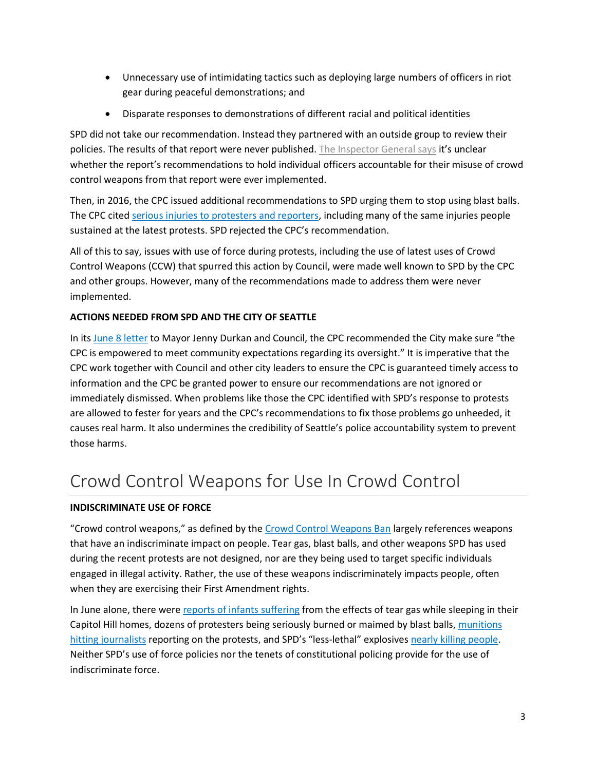- Unnecessary use of intimidating tactics such as deploying large numbers of officers in riot gear during peaceful demonstrations; and
- Disparate responses to demonstrations of different racial and political identities

SPD did not take our recommendation. Instead they partnered with an outside group to review their policies. The results of that report were never published. The Inspector General says it's unclear whether the report's recommendations to hold individual officers accountable for their misuse of crowd control weapons from that report were ever implemented.

Then, in 2016, the CPC issued additional recommendations to SPD urging them to stop using blast balls. The CPC cited serious injuries to protesters and reporters, including many of the same injuries people sustained at the latest protests. SPD rejected the CPC's recommendation.

All of this to say, issues with use of force during protests, including the use of latest uses of Crowd Control Weapons (CCW) that spurred this action by Council, were made well known to SPD by the CPC and other groups. However, many of the recommendations made to address them were never implemented.

**ACTIONS NEEDED FROM SPD AND THE CITY OF SEATTLE**

In its June 8 letter to Mayor Jenny Durkan and Council, the CPC recommended the City make sure "the CPC is empowered to meet community expectations regarding its oversight." It is imperative that the CPC work together with Council and other city leaders to ensure the CPC is guaranteed timely access to information and the CPC be granted power to ensure our recommendations are not ignored or immediately dismissed. When problems like those the CPC identified with SPD's response to protests are allowed to fester for years and the CPC's recommendations to fix those problems go unheeded, it causes real harm. It also undermines the credibility of Seattle's police accountability system to prevent those harms.

# Crowd Control Weapons for Use In Crowd Control

**INDISCRIMINATE USE OF FORCE**

"Crowd control weapons," as defined by the Crowd Control Weapons Ban largely references weapons that have an indiscriminate impact on people. Tear gas, blast balls, and other weapons SPD has used during the recent protests are not designed, nor are they being used to target specific individuals engaged in illegal activity. Rather, the use of these weapons indiscriminately impacts people, often when they are exercising their First Amendment rights.

In June alone, there were reports of infants suffering from the effects of tear gas while sleeping in their Capitol Hill homes, dozens of protesters being seriously burned or maimed by blast balls, munitions hitting journalists reporting on the protests, and SPD's "less-lethal" explosives nearly killing people. Neither SPD's use of force policies nor the tenets of constitutional policing provide for the use of indiscriminate force.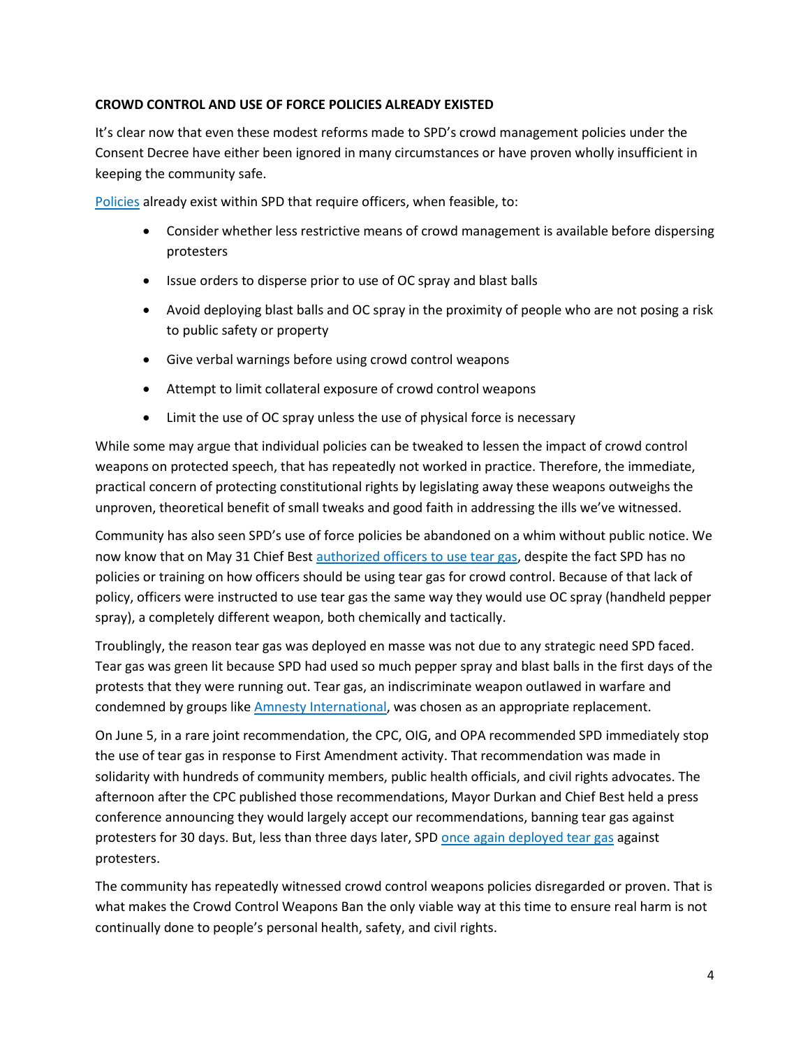**CROWD CONTROL AND USE OF FORCE POLICIES ALREADY EXISTED**

It's clear now that even these modest reforms made to SPD's crowd management policies under the Consent Decree have either been ignored in many circumstances or have proven wholly insufficient in keeping the community safe.

Policies already exist within SPD that require officers, when feasible, to:

- Consider whether less restrictive means of crowd management is available before dispersing protesters
- Issue orders to disperse prior to use of OC spray and blast balls
- Avoid deploying blast balls and OC spray in the proximity of people who are not posing a risk to public safety or property
- Give verbal warnings before using crowd control weapons
- Attempt to limit collateral exposure of crowd control weapons
- Limit the use of OC spray unless the use of physical force is necessary

While some may argue that individual policies can be tweaked to lessen the impact of crowd control weapons on protected speech, that has repeatedly not worked in practice. Therefore, the immediate, practical concern of protecting constitutional rights by legislating away these weapons outweighs the unproven, theoretical benefit of small tweaks and good faith in addressing the ills we've witnessed.

Community has also seen SPD's use of force policies be abandoned on a whim without public notice. We now know that on May 31 Chief Best authorized officers to use tear gas, despite the fact SPD has no policies or training on how officers should be using tear gas for crowd control. Because of that lack of policy, officers were instructed to use tear gas the same way they would use OC spray (handheld pepper spray), a completely different weapon, both chemically and tactically.

Troublingly, the reason tear gas was deployed en masse was not due to any strategic need SPD faced. Tear gas was green lit because SPD had used so much pepper spray and blast balls in the first days of the protests that they were running out. Tear gas, an indiscriminate weapon outlawed in warfare and condemned by groups like Amnesty International, was chosen as an appropriate replacement.

On June 5, in a rare joint recommendation, the CPC, OIG, and OPA recommended SPD immediately stop the use of tear gas in response to First Amendment activity. That recommendation was made in solidarity with hundreds of community members, public health officials, and civil rights advocates. The afternoon after the CPC published those recommendations, Mayor Durkan and Chief Best held a press conference announcing they would largely accept our recommendations, banning tear gas against protesters for 30 days. But, less than three days later, SPD once again deployed tear gas against protesters.

The community has repeatedly witnessed crowd control weapons policies disregarded or proven. That is what makes the Crowd Control Weapons Ban the only viable way at this time to ensure real harm is not continually done to people's personal health, safety, and civil rights.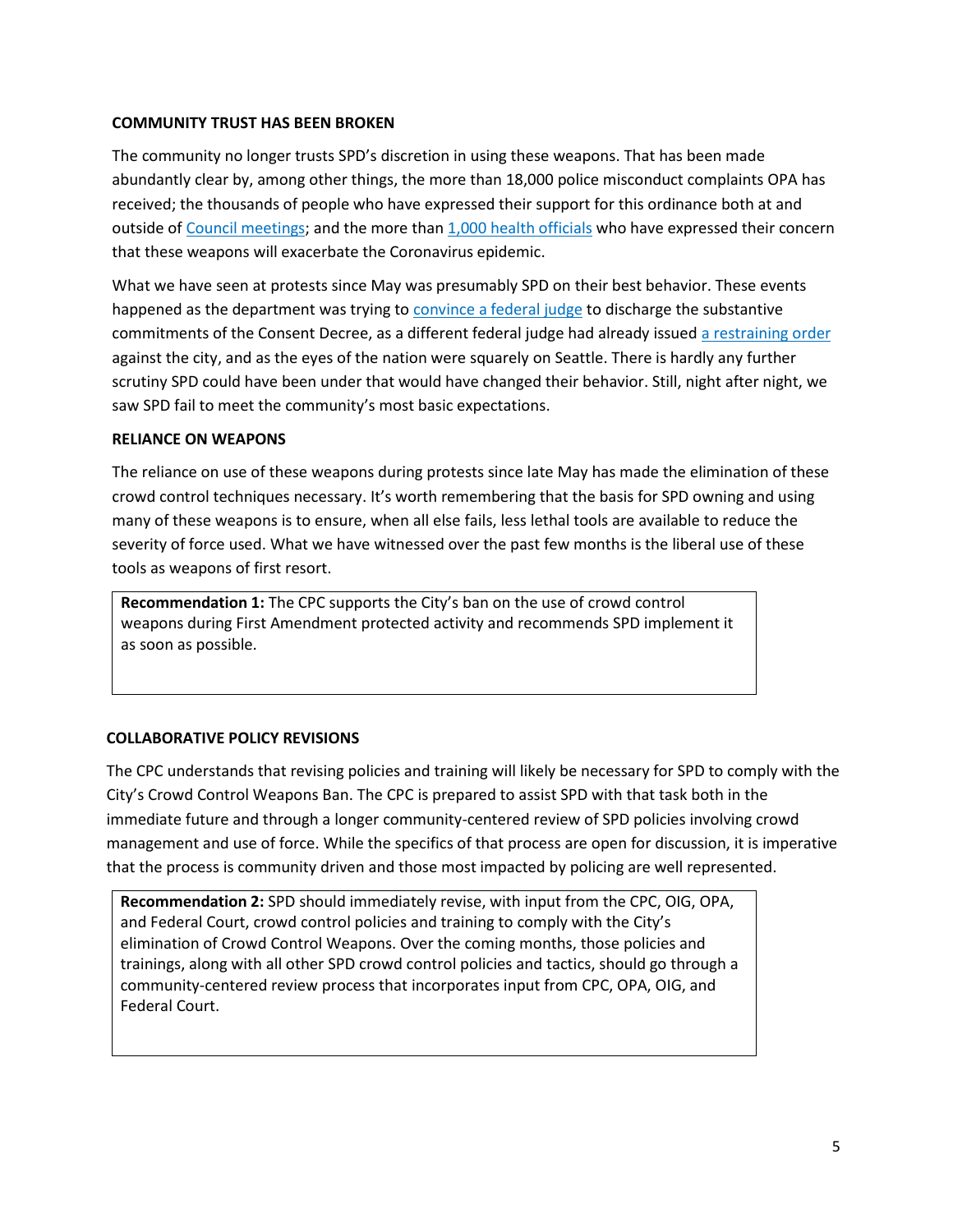### COMMUNITY TRUST HAS BEEN BROKEN

The community no longer trusts SPD's discretion in using these weapons. That has been made abundantly clear by, among other things, the more than 18,000 police misconduct complaints OPA has received; the thousands of people who have expressed their support for this ordinance both at and outside of Council meetings; and the more than 1,000 health officials who have expressed their concern that these weapons will exacerbate the Coronavirus epidemic.

What we have seen at protests since May was presumably SPD on their best behavior. These events happened as the department was trying to convince a federal judge to discharge the substantive commitments of the Consent Decree, as a different federal judge had already issued a restraining order against the city, and as the eyes of the nation were squarely on Seattle. There is hardly any further scrutiny SPD could have been under that would have changed their behavior. Still, night after night, we saw SPD fail to meet the community's most basic expectations.

### RELIANCE ON WEAPONS

The reliance on use of these weapons during protests since late May has made the elimination of these crowd control techniques necessary. It's worth remembering that the basis for SPD owning and using many of these weapons is to ensure, when all else fails, less lethal tools are available to reduce the severity of force used. What we have witnessed over the past few months is the liberal use of these tools as weapons of first resort.

> **Recommendation 1:** The CPC supports the City's ban on the use of crowd control weapons during First Amendment protected activity and recommends SPD implement it as soon as possible.

### COLLABORATIVE POLICY REVISIONS

The CPC understands that revising policies and training will likely be necessary for SPD to comply with the City's Crowd Control Weapons Ban. The CPC is prepared to assist SPD with that task both in the immediate future and through a longer community-centered review of SPD policies involving crowd management and use of force. While the specifics of that process are open for discussion, it is imperative that the process is community driven and those most impacted by policing are well represented.

> **Recommendation 2:** SPD should immediately revise, with input from the CPC, OIG, OPA, and Federal Court, crowd control policies and training to comply with the City's elimination of Crowd Control Weapons. Over the coming months, those policies and trainings, along with all other SPD crowd control policies and tactics, should go through a community-centered review process that incorporates input from CPC, OPA, OIG, and Federal Court.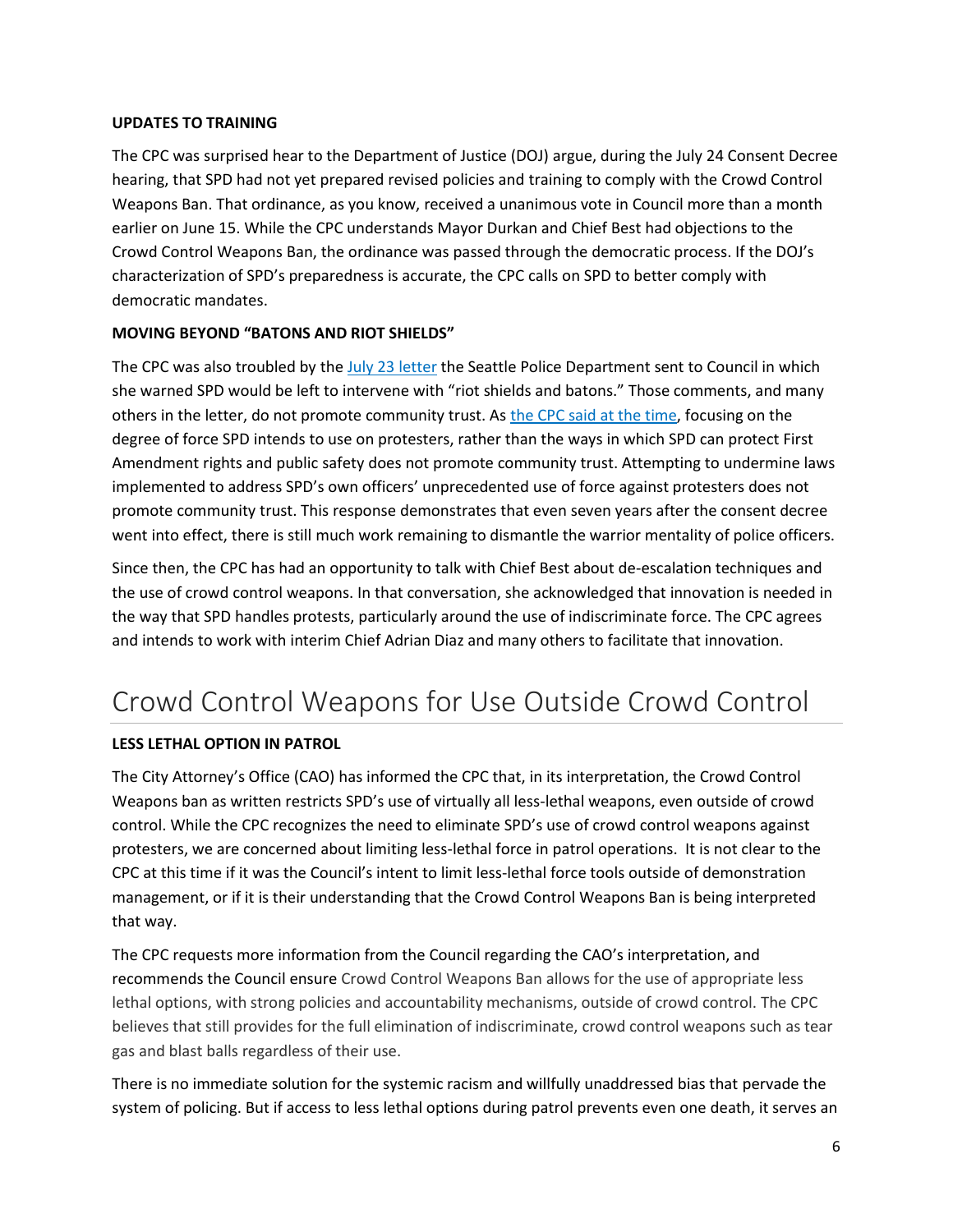#### UPDATES TO TRAINING

The CPC was surprised hear to the Department of Justice (DOJ) argue, during the July 24 Consent Decree hearing, that SPD had not yet prepared revised policies and training to comply with the Crowd Control Weapons Ban. That ordinance, as you know, received a unanimous vote in Council more than a month earlier on June 15. While the CPC understands Mayor Durkan and Chief Best had objections to the Crowd Control Weapons Ban, the ordinance was passed through the democratic process. If the DOJ's characterization of SPD's preparedness is accurate, the CPC calls on SPD to better comply with democratic mandates.

#### MOVING BEYOND "BATONS AND RIOT SHIELDS"

The CPC was also troubled by the July 23 letter the Seattle Police Department sent to Council in which she warned SPD would be left to intervene with "riot shields and batons." Those comments, and many others in the letter, do not promote community trust. As the CPC said at the time, focusing on the degree of force SPD intends to use on protesters, rather than the ways in which SPD can protect First Amendment rights and public safety does not promote community trust. Attempting to undermine laws implemented to address SPD's own officers' unprecedented use of force against protesters does not promote community trust. This response demonstrates that even seven years after the consent decree went into effect, there is still much work remaining to dismantle the warrior mentality of police officers.

Since then, the CPC has had an opportunity to talk with Chief Best about de-escalation techniques and the use of crowd control weapons. In that conversation, she acknowledged that innovation is needed in the way that SPD handles protests, particularly around the use of indiscriminate force. The CPC agrees and intends to work with interim Chief Adrian Diaz and many others to facilitate that innovation.

# Crowd Control Weapons for Use Outside Crowd Control

#### LESS LETHAL OPTION IN PATROL

The City Attorney's Office (CAO) has informed the CPC that, in its interpretation, the Crowd Control Weapons ban as written restricts SPD's use of virtually all less-lethal weapons, even outside of crowd control. While the CPC recognizes the need to eliminate SPD's use of crowd control weapons against protesters, we are concerned about limiting less-lethal force in patrol operations. It is not clear to the CPC at this time if it was the Council's intent to limit less-lethal force tools outside of demonstration management, or if it is their understanding that the Crowd Control Weapons Ban is being interpreted that way.

The CPC requests more information from the Council regarding the CAO's interpretation, and recommends the Council ensure Crowd Control Weapons Ban allows for the use of appropriate less lethal options, with strong policies and accountability mechanisms, outside of crowd control. The CPC believes that still provides for the full elimination of indiscriminate, crowd control weapons such as tear gas and blast balls regardless of their use.

There is no immediate solution for the systemic racism and willfully unaddressed bias that pervade the system of policing. But if access to less lethal options during patrol prevents even one death, it serves an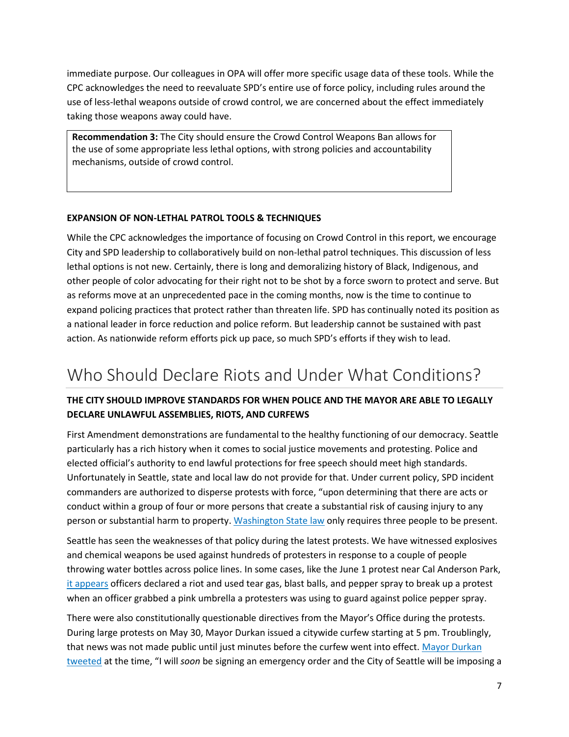immediate purpose. Our colleagues in OPA will offer more specific usage data of these tools. While the CPC acknowledges the need to reevaluate SPD's entire use of force policy, including rules around the use of less-lethal weapons outside of crowd control, we are concerned about the effect immediately taking those weapons away could have.

> **Recommendation 3:** The City should ensure the Crowd Control Weapons Ban allows for the use of some appropriate less lethal options, with strong policies and accountability mechanisms, outside of crowd control.

**EXPANSION OF NON-LETHAL PATROL TOOLS & TECHNIQUES**

While the CPC acknowledges the importance of focusing on Crowd Control in this report, we encourage City and SPD leadership to collaboratively build on non-lethal patrol techniques. This discussion of less lethal options is not new. Certainly, there is long and demoralizing history of Black, Indigenous, and other people of color advocating for their right not to be shot by a force sworn to protect and serve. But as reforms move at an unprecedented pace in the coming months, now is the time to continue to expand policing practices that protect rather than threaten life. SPD has continually noted its position as a national leader in force reduction and police reform. But leadership cannot be sustained with past action. As nationwide reform efforts pick up pace, so much SPD's efforts if they wish to lead.

# Who Should Declare Riots and Under What Conditions?

**THE CITY SHOULD IMPROVE STANDARDS FOR WHEN POLICE AND THE MAYOR ARE ABLE TO LEGALLY DECLARE UNLAWFUL ASSEMBLIES, RIOTS, AND CURFEWS**

First Amendment demonstrations are fundamental to the healthy functioning of our democracy. Seattle particularly has a rich history when it comes to social justice movements and protesting. Police and elected official's authority to end lawful protections for free speech should meet high standards. Unfortunately in Seattle, state and local law do not provide for that. Under current policy, SPD incident commanders are authorized to disperse protests with force, "upon determining that there are acts or conduct within a group of four or more persons that create a substantial risk of causing injury to any person or substantial harm to property. Washington State law only requires three people to be present.

Seattle has seen the weaknesses of that policy during the latest protests. We have witnessed explosives and chemical weapons be used against hundreds of protesters in response to a couple of people throwing water bottles across police lines. In some cases, like the June 1 protest near Cal Anderson Park, it appears officers declared a riot and used tear gas, blast balls, and pepper spray to break up a protest when an officer grabbed a pink umbrella a protesters was using to guard against police pepper spray.

There were also constitutionally questionable directives from the Mayor's Office during the protests. During large protests on May 30, Mayor Durkan issued a citywide curfew starting at 5 pm. Troublingly, that news was not made public until just minutes before the curfew went into effect. Mayor Durkan tweeted at the time, "I will *soon* be signing an emergency order and the City of Seattle will be imposing a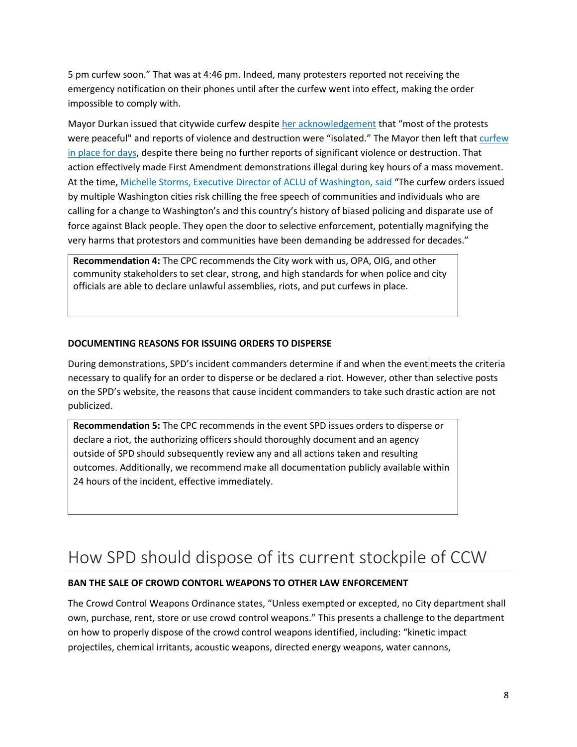5 pm curfew soon." That was at 4:46 pm. Indeed, many protesters reported not receiving the emergency notification on their phones until after the curfew went into effect, making the order impossible to comply with.

Mayor Durkan issued that citywide curfew despite her acknowledgement that "most of the protests were peaceful" and reports of violence and destruction were "isolated." The Mayor then left that curfew in place for days, despite there being no further reports of significant violence or destruction. That action effectively made First Amendment demonstrations illegal during key hours of a mass movement. At the time, Michelle Storms, Executive Director of ACLU of Washington, said "The curfew orders issued by multiple Washington cities risk chilling the free speech of communities and individuals who are calling for a change to Washington's and this country's history of biased policing and disparate use of force against Black people. They open the door to selective enforcement, potentially magnifying the very harms that protestors and communities have been demanding be addressed for decades."

> **Recommendation 4:** The CPC recommends the City work with us, OPA, OIG, and other community stakeholders to set clear, strong, and high standards for when police and city officials are able to declare unlawful assemblies, riots, and put curfews in place.

**DOCUMENTING REASONS FOR ISSUING ORDERS TO DISPERSE**

During demonstrations, SPD's incident commanders determine if and when the event meets the criteria necessary to qualify for an order to disperse or be declared a riot. However, other than selective posts on the SPD's website, the reasons that cause incident commanders to take such drastic action are not publicized.

> **Recommendation 5:** The CPC recommends in the event SPD issues orders to disperse or declare a riot, the authorizing officers should thoroughly document and an agency outside of SPD should subsequently review any and all actions taken and resulting outcomes. Additionally, we recommend make all documentation publicly available within 24 hours of the incident, effective immediately.

# How SPD should dispose of its current stockpile of CCW

**BAN THE SALE OF CROWD CONTORL WEAPONS TO OTHER LAW ENFORCEMENT**

The Crowd Control Weapons Ordinance states, "Unless exempted or excepted, no City department shall own, purchase, rent, store or use crowd control weapons." This presents a challenge to the department on how to properly dispose of the crowd control weapons identified, including: "kinetic impact projectiles, chemical irritants, acoustic weapons, directed energy weapons, water cannons,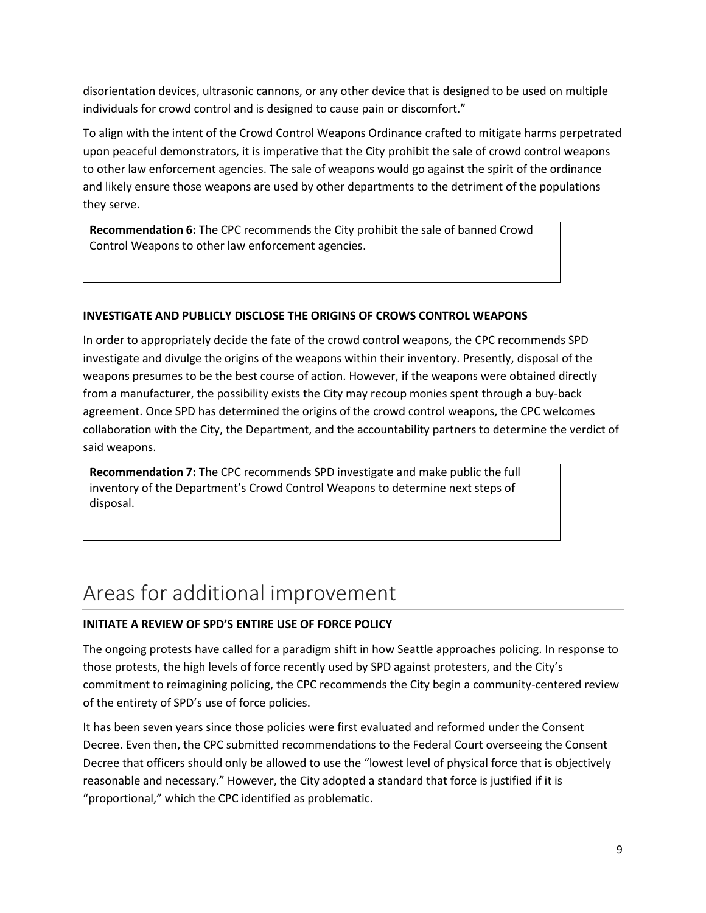disorientation devices, ultrasonic cannons, or any other device that is designed to be used on multiple individuals for crowd control and is designed to cause pain or discomfort."

To align with the intent of the Crowd Control Weapons Ordinance crafted to mitigate harms perpetrated upon peaceful demonstrators, it is imperative that the City prohibit the sale of crowd control weapons to other law enforcement agencies. The sale of weapons would go against the spirit of the ordinance and likely ensure those weapons are used by other departments to the detriment of the populations they serve.

> **Recommendation 6:** The CPC recommends the City prohibit the sale of banned Crowd Control Weapons to other law enforcement agencies.

**INVESTIGATE AND PUBLICLY DISCLOSE THE ORIGINS OF CROWS CONTROL WEAPONS**

In order to appropriately decide the fate of the crowd control weapons, the CPC recommends SPD investigate and divulge the origins of the weapons within their inventory. Presently, disposal of the weapons presumes to be the best course of action. However, if the weapons were obtained directly from a manufacturer, the possibility exists the City may recoup monies spent through a buy-back agreement. Once SPD has determined the origins of the crowd control weapons, the CPC welcomes collaboration with the City, the Department, and the accountability partners to determine the verdict of said weapons.

> **Recommendation 7:** The CPC recommends SPD investigate and make public the full inventory of the Department's Crowd Control Weapons to determine next steps of disposal.

# Areas for additional improvement

**INITIATE A REVIEW OF SPD'S ENTIRE USE OF FORCE POLICY**

The ongoing protests have called for a paradigm shift in how Seattle approaches policing. In response to those protests, the high levels of force recently used by SPD against protesters, and the City's commitment to reimagining policing, the CPC recommends the City begin a community-centered review of the entirety of SPD's use of force policies.

It has been seven years since those policies were first evaluated and reformed under the Consent Decree. Even then, the CPC submitted recommendations to the Federal Court overseeing the Consent Decree that officers should only be allowed to use the "lowest level of physical force that is objectively reasonable and necessary." However, the City adopted a standard that force is justified if it is "proportional," which the CPC identified as problematic.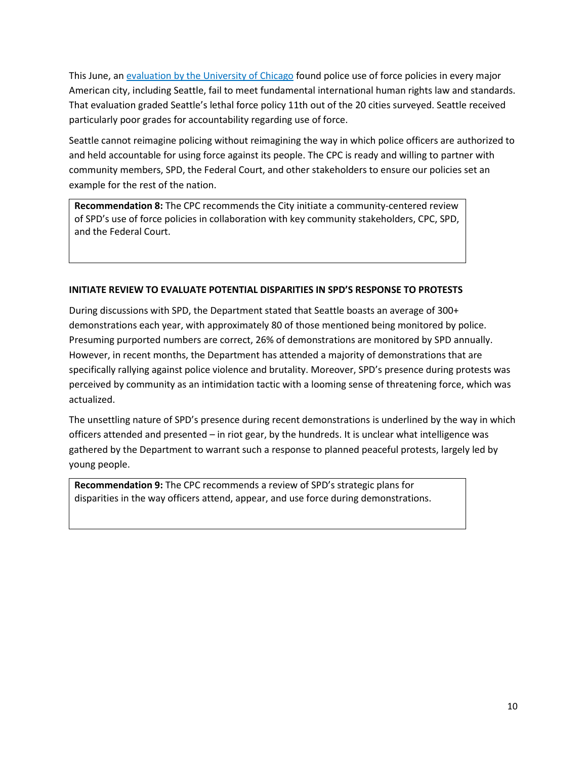This June, an [evaluation by the University of Chicago](#) found police use of force policies in every major American city, including Seattle, fail to meet fundamental international human rights law and standards. That evaluation graded Seattle's lethal force policy 11th out of the 20 cities surveyed. Seattle received particularly poor grades for accountability regarding use of force.

Seattle cannot reimagine policing without reimagining the way in which police officers are authorized to and held accountable for using force against its people. The CPC is ready and willing to partner with community members, SPD, the Federal Court, and other stakeholders to ensure our policies set an example for the rest of the nation.

> **Recommendation 8:** The CPC recommends the City initiate a community-centered review of SPD's use of force policies in collaboration with key community stakeholders, CPC, SPD, and the Federal Court.

**INITIATE REVIEW TO EVALUATE POTENTIAL DISPARITIES IN SPD'S RESPONSE TO PROTESTS**

During discussions with SPD, the Department stated that Seattle boasts an average of 300+ demonstrations each year, with approximately 80 of those mentioned being monitored by police. Presuming purported numbers are correct, 26% of demonstrations are monitored by SPD annually. However, in recent months, the Department has attended a majority of demonstrations that are specifically rallying against police violence and brutality. Moreover, SPD's presence during protests was perceived by community as an intimidation tactic with a looming sense of threatening force, which was actualized.

The unsettling nature of SPD's presence during recent demonstrations is underlined by the way in which officers attended and presented – in riot gear, by the hundreds. It is unclear what intelligence was gathered by the Department to warrant such a response to planned peaceful protests, largely led by young people.

> **Recommendation 9:** The CPC recommends a review of SPD's strategic plans for disparities in the way officers attend, appear, and use force during demonstrations.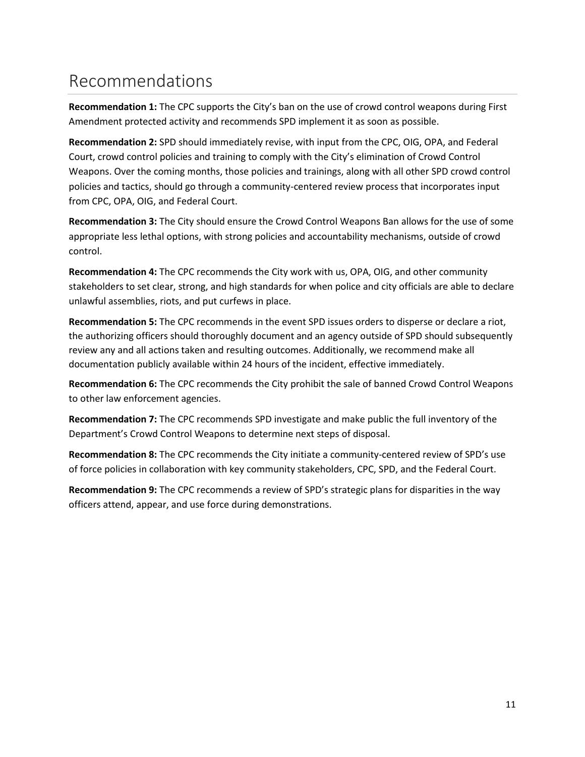# Recommendations

**Recommendation 1:** The CPC supports the City's ban on the use of crowd control weapons during First Amendment protected activity and recommends SPD implement it as soon as possible.

**Recommendation 2:** SPD should immediately revise, with input from the CPC, OIG, OPA, and Federal Court, crowd control policies and training to comply with the City's elimination of Crowd Control Weapons. Over the coming months, those policies and trainings, along with all other SPD crowd control policies and tactics, should go through a community-centered review process that incorporates input from CPC, OPA, OIG, and Federal Court.

**Recommendation 3:** The City should ensure the Crowd Control Weapons Ban allows for the use of some appropriate less lethal options, with strong policies and accountability mechanisms, outside of crowd control.

**Recommendation 4:** The CPC recommends the City work with us, OPA, OIG, and other community stakeholders to set clear, strong, and high standards for when police and city officials are able to declare unlawful assemblies, riots, and put curfews in place.

**Recommendation 5:** The CPC recommends in the event SPD issues orders to disperse or declare a riot, the authorizing officers should thoroughly document and an agency outside of SPD should subsequently review any and all actions taken and resulting outcomes. Additionally, we recommend make all documentation publicly available within 24 hours of the incident, effective immediately.

**Recommendation 6:** The CPC recommends the City prohibit the sale of banned Crowd Control Weapons to other law enforcement agencies.

**Recommendation 7:** The CPC recommends SPD investigate and make public the full inventory of the Department's Crowd Control Weapons to determine next steps of disposal.

**Recommendation 8:** The CPC recommends the City initiate a community-centered review of SPD's use of force policies in collaboration with key community stakeholders, CPC, SPD, and the Federal Court.

**Recommendation 9:** The CPC recommends a review of SPD's strategic plans for disparities in the way officers attend, appear, and use force during demonstrations.